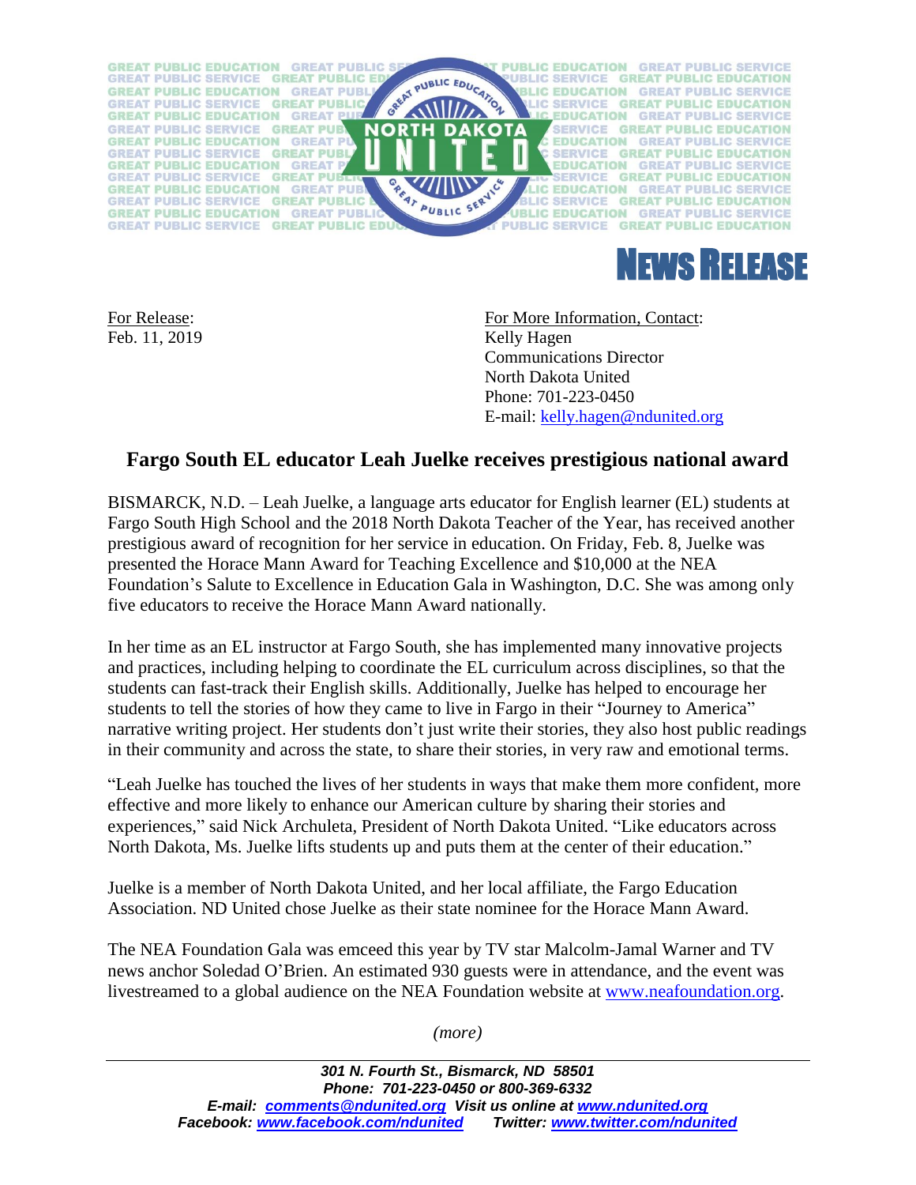# NEWS RELEASE

For Release:
Feb. 11, 2019

For More Information, Contact:
Kelly Hagen
Communications Director
North Dakota United
Phone: 701-223-0450
E-mail: kelly.hagen@ndunited.org

## Fargo South EL educator Leah Juelke receives prestigious national award

BISMARCK, N.D. – Leah Juelke, a language arts educator for English learner (EL) students at Fargo South High School and the 2018 North Dakota Teacher of the Year, has received another prestigious award of recognition for her service in education. On Friday, Feb. 8, Juelke was presented the Horace Mann Award for Teaching Excellence and $10,000 at the NEA Foundation's Salute to Excellence in Education Gala in Washington, D.C. She was among only five educators to receive the Horace Mann Award nationally.

In her time as an EL instructor at Fargo South, she has implemented many innovative projects and practices, including helping to coordinate the EL curriculum across disciplines, so that the students can fast-track their English skills. Additionally, Juelke has helped to encourage her students to tell the stories of how they came to live in Fargo in their "Journey to America" narrative writing project. Her students don't just write their stories, they also host public readings in their community and across the state, to share their stories, in very raw and emotional terms.

"Leah Juelke has touched the lives of her students in ways that make them more confident, more effective and more likely to enhance our American culture by sharing their stories and experiences," said Nick Archuleta, President of North Dakota United. "Like educators across North Dakota, Ms. Juelke lifts students up and puts them at the center of their education."

Juelke is a member of North Dakota United, and her local affiliate, the Fargo Education Association. ND United chose Juelke as their state nominee for the Horace Mann Award.

The NEA Foundation Gala was emceed this year by TV star Malcolm-Jamal Warner and TV news anchor Soledad O'Brien. An estimated 930 guests were in attendance, and the event was livestreamed to a global audience on the NEA Foundation website at www.neafoundation.org.

*(more)*

***301 N. Fourth St., Bismarck, ND 58501***
***Phone: 701-223-0450 or 800-369-6332***
***E-mail: comments@ndunited.org Visit us online at www.ndunited.org***
***Facebook: www.facebook.com/ndunited Twitter: www.twitter.com/ndunited***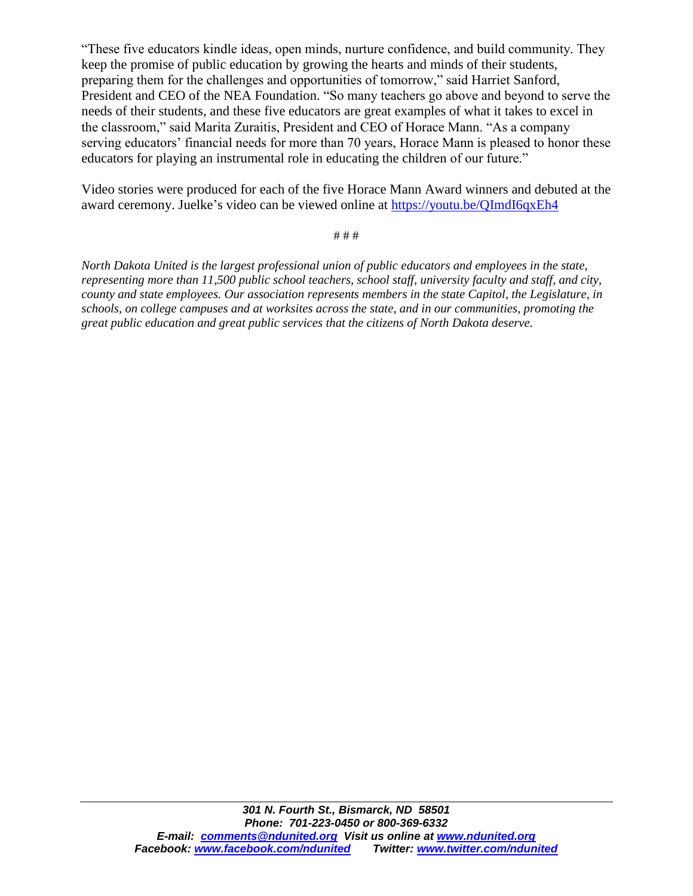"These five educators kindle ideas, open minds, nurture confidence, and build community. They keep the promise of public education by growing the hearts and minds of their students, preparing them for the challenges and opportunities of tomorrow," said Harriet Sanford, President and CEO of the NEA Foundation. "So many teachers go above and beyond to serve the needs of their students, and these five educators are great examples of what it takes to excel in the classroom," said Marita Zuraitis, President and CEO of Horace Mann. "As a company serving educators' financial needs for more than 70 years, Horace Mann is pleased to honor these educators for playing an instrumental role in educating the children of our future."

Video stories were produced for each of the five Horace Mann Award winners and debuted at the award ceremony. Juelke's video can be viewed online at https://youtu.be/QImdI6qxEh4

# # #

*North Dakota United is the largest professional union of public educators and employees in the state, representing more than 11,500 public school teachers, school staff, university faculty and staff, and city, county and state employees. Our association represents members in the state Capitol, the Legislature, in schools, on college campuses and at worksites across the state, and in our communities, promoting the great public education and great public services that the citizens of North Dakota deserve.*

***301 N. Fourth St., Bismarck, ND 58501***
***Phone: 701-223-0450 or 800-369-6332***
***E-mail: comments@ndunited.org Visit us online at www.ndunited.org***
***Facebook: www.facebook.com/ndunited Twitter: www.twitter.com/ndunited***